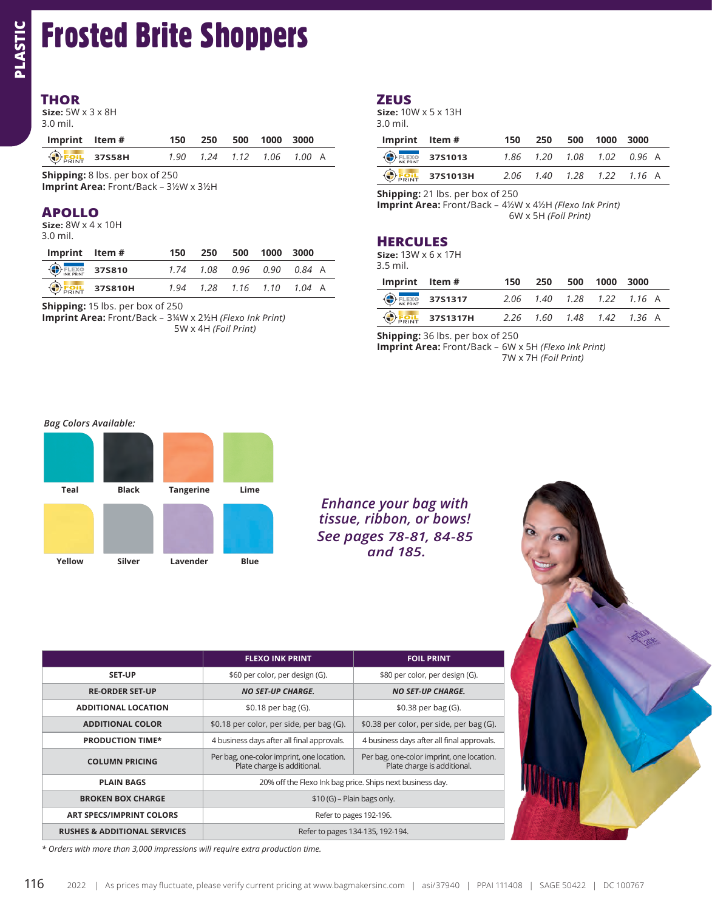# Frosted Brite Shoppers

## THOR

**Size:** 5W x 3 x 8H
3.0 mil.

| Imprint | Item # | 150 | 250 | 500 | 1000 | 3000 | |
|---|---|---|---|---|---|---|---|
| FOIL PRINT | 37S58H | *1.90* | *1.24* | *1.12* | *1.06* | *1.00* | A |

**Shipping:** 8 lbs. per box of 250
**Imprint Area:** Front/Back – 3½W x 3½H

## APOLLO

**Size:** 8W x 4 x 10H
3.0 mil.

| Imprint | Item # | 150 | 250 | 500 | 1000 | 3000 | |
|---|---|---|---|---|---|---|---|
| FLEXO INK PRINT | 37S810 | *1.74* | *1.08* | *0.96* | *0.90* | *0.84* | A |
| FOIL PRINT | 37S810H | *1.94* | *1.28* | *1.16* | *1.10* | *1.04* | A |

**Shipping:** 15 lbs. per box of 250
**Imprint Area:** Front/Back – 3¼W x 2½H *(Flexo Ink Print)*
5W x 4H *(Foil Print)*

## ZEUS

**Size:** 10W x 5 x 13H
3.0 mil.

| Imprint | Item # | 150 | 250 | 500 | 1000 | 3000 | |
|---|---|---|---|---|---|---|---|
| FLEXO INK PRINT | 37S1013 | *1.86* | *1.20* | *1.08* | *1.02* | *0.96* | A |
| FOIL PRINT | 37S1013H | *2.06* | *1.40* | *1.28* | *1.22* | *1.16* | A |

**Shipping:** 21 lbs. per box of 250
**Imprint Area:** Front/Back – 4½W x 4½H *(Flexo Ink Print)*
6W x 5H *(Foil Print)*

## HERCULES

**Size:** 13W x 6 x 17H
3.5 mil.

| Imprint | Item # | 150 | 250 | 500 | 1000 | 3000 | |
|---|---|---|---|---|---|---|---|
| FLEXO INK PRINT | 37S1317 | *2.06* | *1.40* | *1.28* | *1.22* | *1.16* | A |
| FOIL PRINT | 37S1317H | *2.26* | *1.60* | *1.48* | *1.42* | *1.36* | A |

**Shipping:** 36 lbs. per box of 250
**Imprint Area:** Front/Back – 6W x 5H *(Flexo Ink Print)*
7W x 7H *(Foil Print)*

*Bag Colors Available:*

Teal, Black, Tangerine, Lime, Yellow, Silver, Lavender, Blue

***Enhance your bag with tissue, ribbon, or bows! See pages 78-81, 84-85 and 185.***

| | FLEXO INK PRINT | FOIL PRINT |
|---|---|---|
| **SET-UP** | $60 per color, per design (G). | $80 per color, per design (G). |
| **RE-ORDER SET-UP** | ***NO SET-UP CHARGE.*** | ***NO SET-UP CHARGE.*** |
| **ADDITIONAL LOCATION** | $0.18 per bag (G). | $0.38 per bag (G). |
| **ADDITIONAL COLOR** | $0.18 per color, per side, per bag (G). | $0.38 per color, per side, per bag (G). |
| **PRODUCTION TIME*** | 4 business days after all final approvals. | 4 business days after all final approvals. |
| **COLUMN PRICING** | Per bag, one-color imprint, one location. Plate charge is additional. | Per bag, one-color imprint, one location. Plate charge is additional. |
| **PLAIN BAGS** | 20% off the Flexo Ink bag price. Ships next business day. | |
| **BROKEN BOX CHARGE** | $10 (G) – Plain bags only. | |
| **ART SPECS/IMPRINT COLORS** | Refer to pages 192-196. | |
| **RUSHES & ADDITIONAL SERVICES** | Refer to pages 134-135, 192-194. | |

*\* Orders with more than 3,000 impressions will require extra production time.*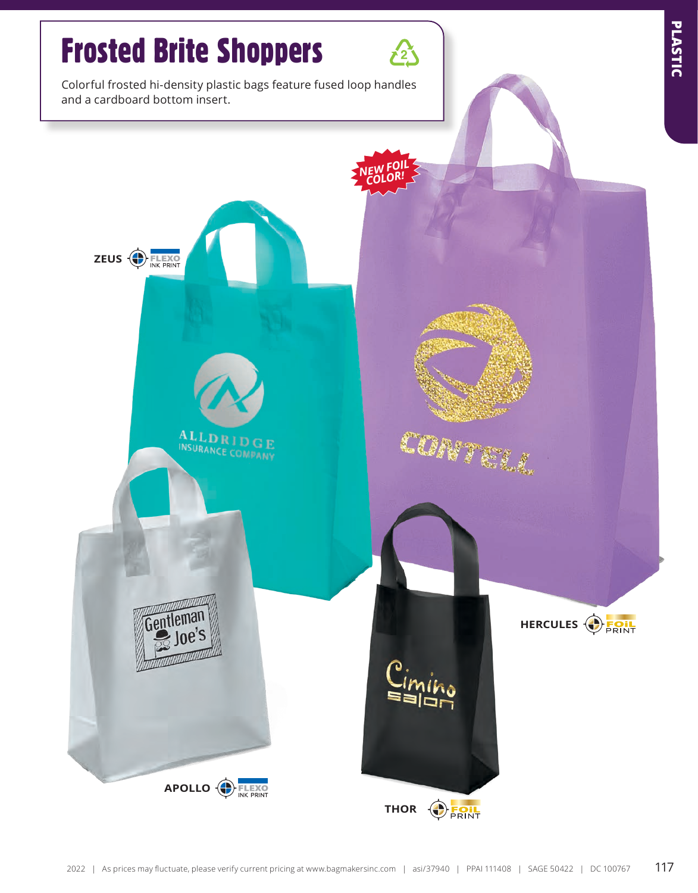# Frosted Brite Shoppers

Colorful frosted hi-density plastic bags feature fused loop handles and a cardboard bottom insert.

NEW FOIL COLOR!

ZEUS FLEXO INK PRINT

HERCULES FOIL PRINT

APOLLO FLEXO INK PRINT

THOR FOIL PRINT